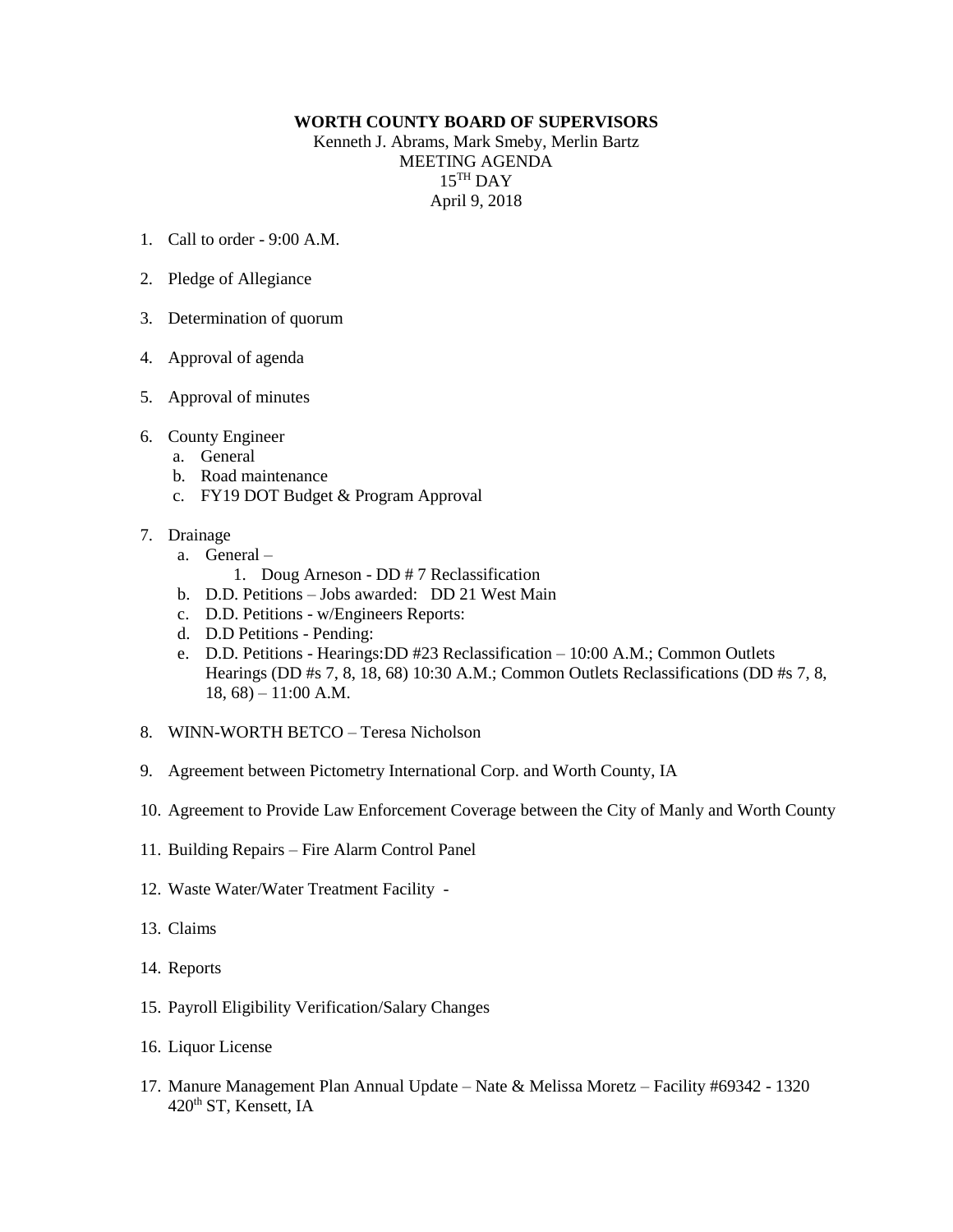**WORTH COUNTY BOARD OF SUPERVISORS**

Kenneth J. Abrams, Mark Smeby, Merlin Bartz

MEETING AGENDA

15TH DAY

April 9, 2018

1. Call to order - 9:00 A.M.

2. Pledge of Allegiance

3. Determination of quorum

4. Approval of agenda

5. Approval of minutes

6. County Engineer
   a. General
   b. Road maintenance
   c. FY19 DOT Budget & Program Approval

7. Drainage
   a. General –
      1. Doug Arneson - DD # 7 Reclassification
   b. D.D. Petitions – Jobs awarded: DD 21 West Main
   c. D.D. Petitions - w/Engineers Reports:
   d. D.D Petitions - Pending:
   e. D.D. Petitions - Hearings:DD #23 Reclassification – 10:00 A.M.; Common Outlets Hearings (DD #s 7, 8, 18, 68) 10:30 A.M.; Common Outlets Reclassifications (DD #s 7, 8, 18, 68) – 11:00 A.M.

8. WINN-WORTH BETCO – Teresa Nicholson

9. Agreement between Pictometry International Corp. and Worth County, IA

10. Agreement to Provide Law Enforcement Coverage between the City of Manly and Worth County

11. Building Repairs – Fire Alarm Control Panel

12. Waste Water/Water Treatment Facility -

13. Claims

14. Reports

15. Payroll Eligibility Verification/Salary Changes

16. Liquor License

17. Manure Management Plan Annual Update – Nate & Melissa Moretz – Facility #69342 - 1320 420th ST, Kensett, IA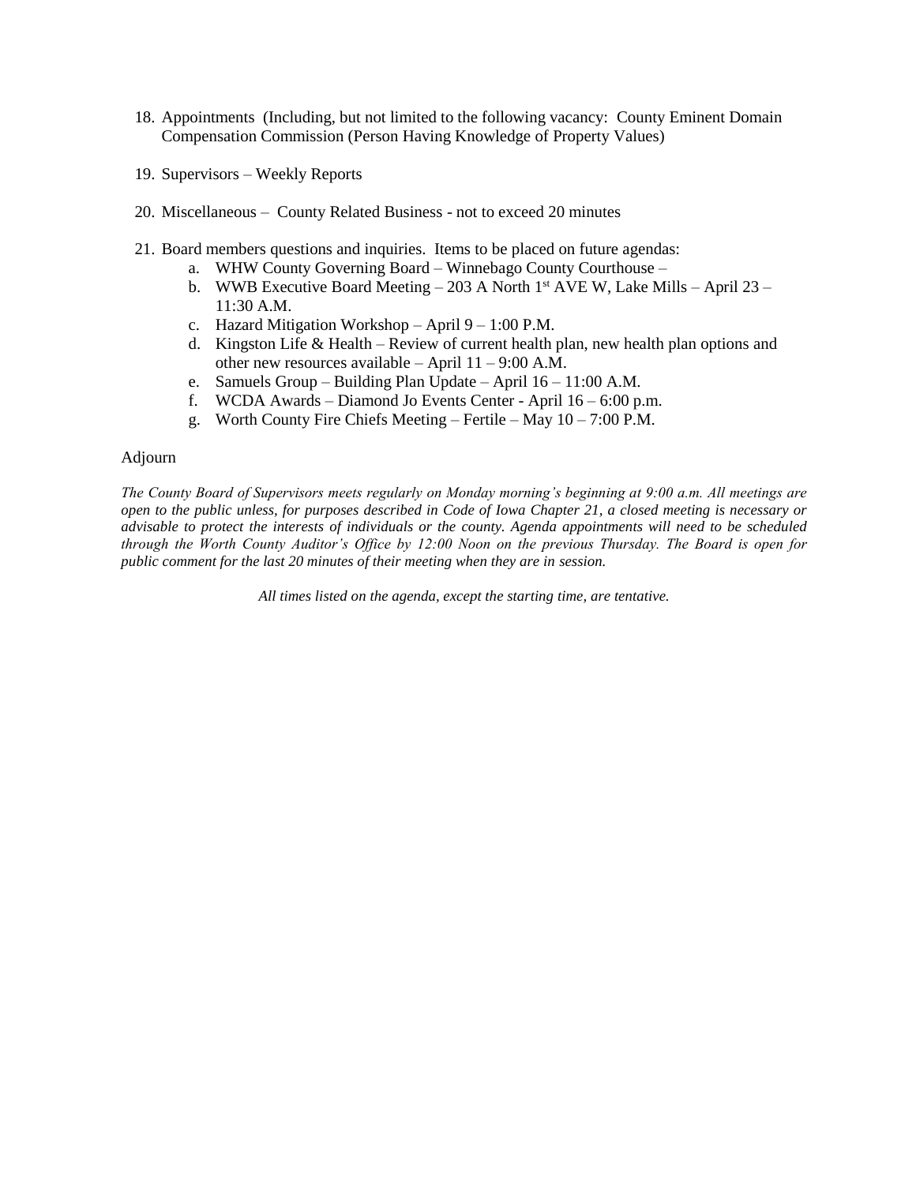18. Appointments (Including, but not limited to the following vacancy: County Eminent Domain Compensation Commission (Person Having Knowledge of Property Values)

19. Supervisors – Weekly Reports

20. Miscellaneous – County Related Business - not to exceed 20 minutes

21. Board members questions and inquiries. Items to be placed on future agendas:
    a. WHW County Governing Board – Winnebago County Courthouse –
    b. WWB Executive Board Meeting – 203 A North 1st AVE W, Lake Mills – April 23 – 11:30 A.M.
    c. Hazard Mitigation Workshop – April 9 – 1:00 P.M.
    d. Kingston Life & Health – Review of current health plan, new health plan options and other new resources available – April 11 – 9:00 A.M.
    e. Samuels Group – Building Plan Update – April 16 – 11:00 A.M.
    f. WCDA Awards – Diamond Jo Events Center - April 16 – 6:00 p.m.
    g. Worth County Fire Chiefs Meeting – Fertile – May 10 – 7:00 P.M.

Adjourn

*The County Board of Supervisors meets regularly on Monday morning's beginning at 9:00 a.m. All meetings are open to the public unless, for purposes described in Code of Iowa Chapter 21, a closed meeting is necessary or advisable to protect the interests of individuals or the county. Agenda appointments will need to be scheduled through the Worth County Auditor's Office by 12:00 Noon on the previous Thursday. The Board is open for public comment for the last 20 minutes of their meeting when they are in session.*

*All times listed on the agenda, except the starting time, are tentative.*